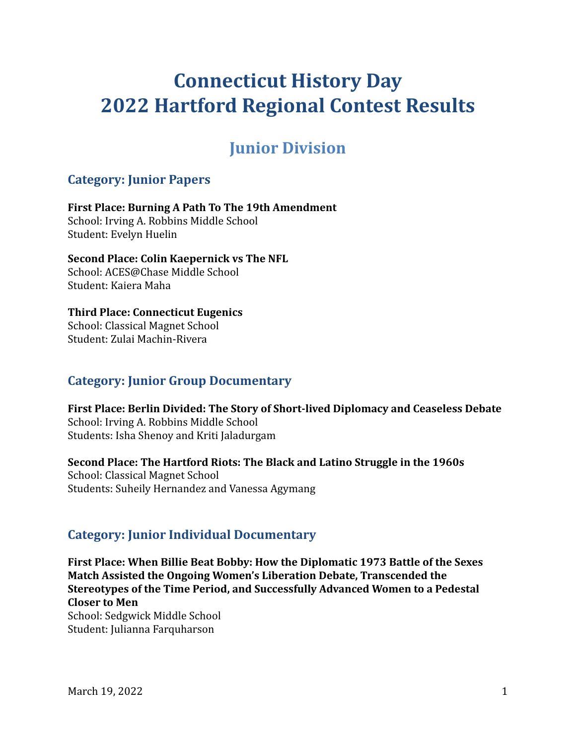# Connecticut History Day
# 2022 Hartford Regional Contest Results

## Junior Division

### Category: Junior Papers

**First Place: Burning A Path To The 19th Amendment**
School: Irving A. Robbins Middle School
Student: Evelyn Huelin

**Second Place: Colin Kaepernick vs The NFL**
School: ACES@Chase Middle School
Student: Kaiera Maha

**Third Place: Connecticut Eugenics**
School: Classical Magnet School
Student: Zulai Machin-Rivera

### Category: Junior Group Documentary

**First Place: Berlin Divided: The Story of Short-lived Diplomacy and Ceaseless Debate**
School: Irving A. Robbins Middle School
Students: Isha Shenoy and Kriti Jaladurgam

**Second Place: The Hartford Riots: The Black and Latino Struggle in the 1960s**
School: Classical Magnet School
Students: Suheily Hernandez and Vanessa Agymang

### Category: Junior Individual Documentary

**First Place: When Billie Beat Bobby: How the Diplomatic 1973 Battle of the Sexes Match Assisted the Ongoing Women's Liberation Debate, Transcended the Stereotypes of the Time Period, and Successfully Advanced Women to a Pedestal Closer to Men**
School: Sedgwick Middle School
Student: Julianna Farquharson

March 19, 2022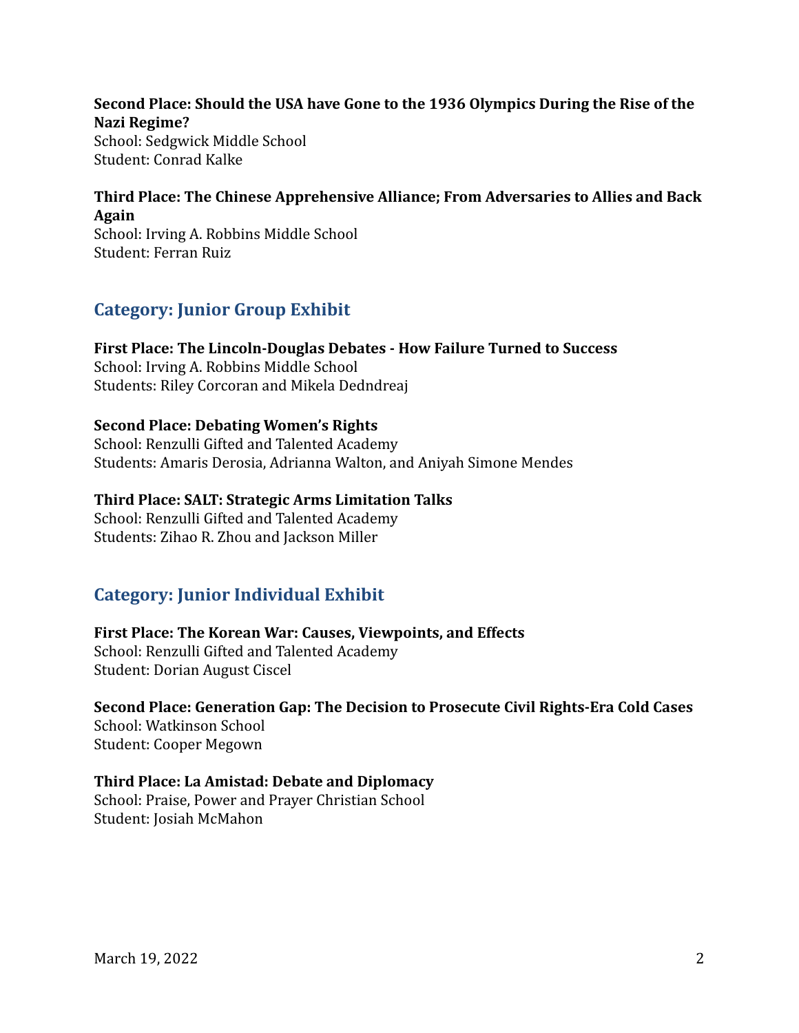**Second Place: Should the USA have Gone to the 1936 Olympics During the Rise of the Nazi Regime?**
School: Sedgwick Middle School
Student: Conrad Kalke

**Third Place: The Chinese Apprehensive Alliance; From Adversaries to Allies and Back Again**
School: Irving A. Robbins Middle School
Student: Ferran Ruiz

## Category: Junior Group Exhibit

**First Place: The Lincoln-Douglas Debates - How Failure Turned to Success**
School: Irving A. Robbins Middle School
Students: Riley Corcoran and Mikela Dedndreaj

**Second Place: Debating Women's Rights**
School: Renzulli Gifted and Talented Academy
Students: Amaris Derosia, Adrianna Walton, and Aniyah Simone Mendes

**Third Place: SALT: Strategic Arms Limitation Talks**
School: Renzulli Gifted and Talented Academy
Students: Zihao R. Zhou and Jackson Miller

## Category: Junior Individual Exhibit

**First Place: The Korean War: Causes, Viewpoints, and Effects**
School: Renzulli Gifted and Talented Academy
Student: Dorian August Ciscel

**Second Place: Generation Gap: The Decision to Prosecute Civil Rights-Era Cold Cases**
School: Watkinson School
Student: Cooper Megown

**Third Place: La Amistad: Debate and Diplomacy**
School: Praise, Power and Prayer Christian School
Student: Josiah McMahon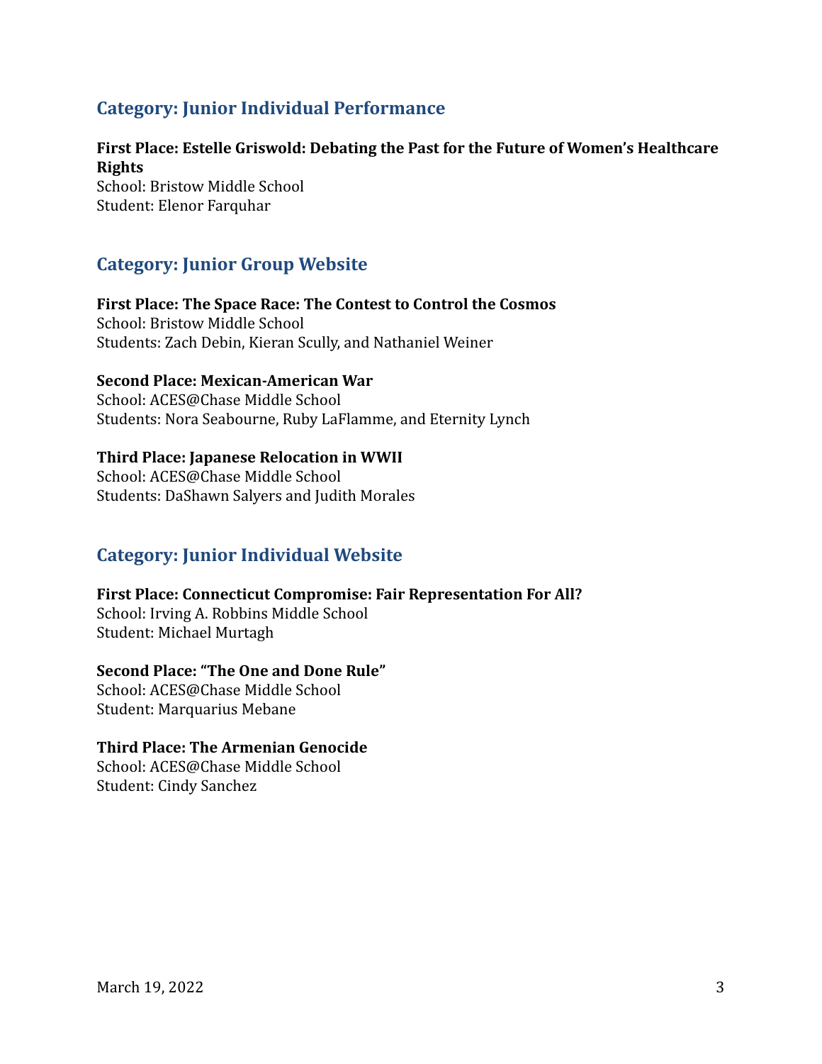## Category: Junior Individual Performance

**First Place: Estelle Griswold: Debating the Past for the Future of Women's Healthcare Rights**
School: Bristow Middle School
Student: Elenor Farquhar

## Category: Junior Group Website

**First Place: The Space Race: The Contest to Control the Cosmos**
School: Bristow Middle School
Students: Zach Debin, Kieran Scully, and Nathaniel Weiner

**Second Place: Mexican-American War**
School: ACES@Chase Middle School
Students: Nora Seabourne, Ruby LaFlamme, and Eternity Lynch

**Third Place: Japanese Relocation in WWII**
School: ACES@Chase Middle School
Students: DaShawn Salyers and Judith Morales

## Category: Junior Individual Website

**First Place: Connecticut Compromise: Fair Representation For All?**
School: Irving A. Robbins Middle School
Student: Michael Murtagh

**Second Place: "The One and Done Rule"**
School: ACES@Chase Middle School
Student: Marquarius Mebane

**Third Place: The Armenian Genocide**
School: ACES@Chase Middle School
Student: Cindy Sanchez

March 19, 2022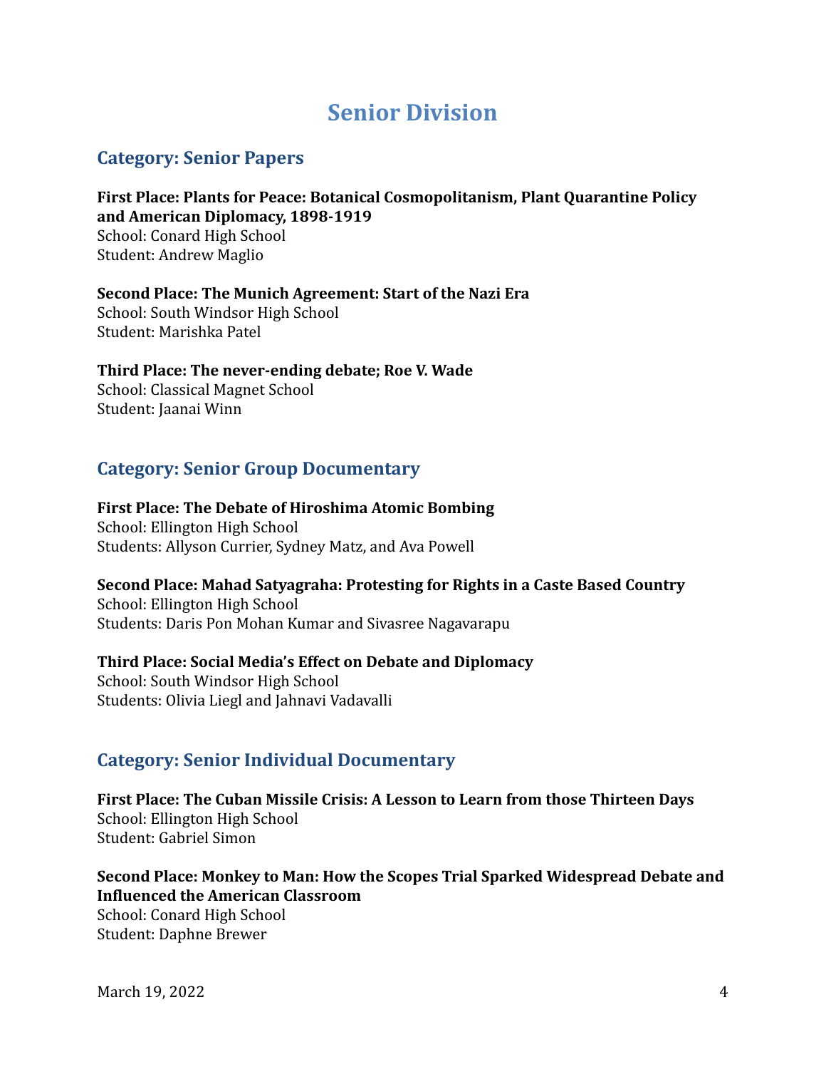# Senior Division

## Category: Senior Papers

**First Place: Plants for Peace: Botanical Cosmopolitanism, Plant Quarantine Policy and American Diplomacy, 1898-1919**
School: Conard High School
Student: Andrew Maglio

**Second Place: The Munich Agreement: Start of the Nazi Era**
School: South Windsor High School
Student: Marishka Patel

**Third Place: The never-ending debate; Roe V. Wade**
School: Classical Magnet School
Student: Jaanai Winn

## Category: Senior Group Documentary

**First Place: The Debate of Hiroshima Atomic Bombing**
School: Ellington High School
Students: Allyson Currier, Sydney Matz, and Ava Powell

**Second Place: Mahad Satyagraha: Protesting for Rights in a Caste Based Country**
School: Ellington High School
Students: Daris Pon Mohan Kumar and Sivasree Nagavarapu

**Third Place: Social Media's Effect on Debate and Diplomacy**
School: South Windsor High School
Students: Olivia Liegl and Jahnavi Vadavalli

## Category: Senior Individual Documentary

**First Place: The Cuban Missile Crisis: A Lesson to Learn from those Thirteen Days**
School: Ellington High School
Student: Gabriel Simon

**Second Place: Monkey to Man: How the Scopes Trial Sparked Widespread Debate and Influenced the American Classroom**
School: Conard High School
Student: Daphne Brewer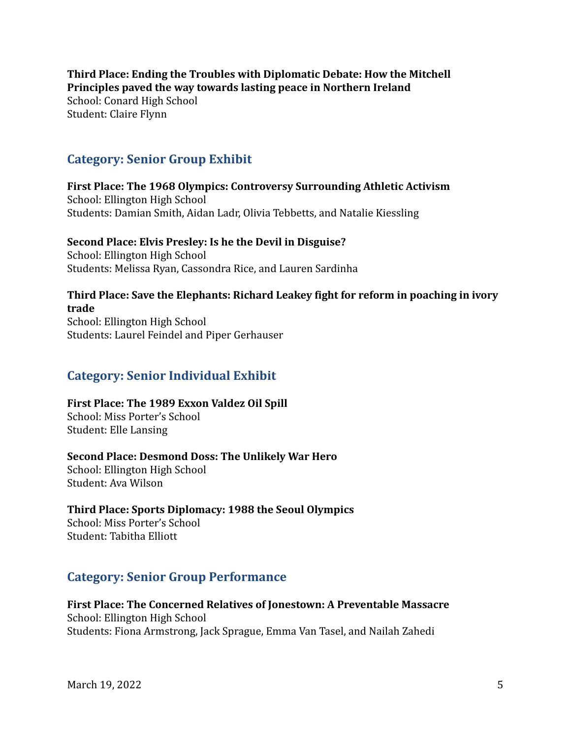**Third Place: Ending the Troubles with Diplomatic Debate: How the Mitchell Principles paved the way towards lasting peace in Northern Ireland**
School: Conard High School
Student: Claire Flynn

## Category: Senior Group Exhibit

**First Place: The 1968 Olympics: Controversy Surrounding Athletic Activism**
School: Ellington High School
Students: Damian Smith, Aidan Ladr, Olivia Tebbetts, and Natalie Kiessling

**Second Place: Elvis Presley: Is he the Devil in Disguise?**
School: Ellington High School
Students: Melissa Ryan, Cassondra Rice, and Lauren Sardinha

**Third Place: Save the Elephants: Richard Leakey fight for reform in poaching in ivory trade**
School: Ellington High School
Students: Laurel Feindel and Piper Gerhauser

## Category: Senior Individual Exhibit

**First Place: The 1989 Exxon Valdez Oil Spill**
School: Miss Porter's School
Student: Elle Lansing

**Second Place: Desmond Doss: The Unlikely War Hero**
School: Ellington High School
Student: Ava Wilson

**Third Place: Sports Diplomacy: 1988 the Seoul Olympics**
School: Miss Porter's School
Student: Tabitha Elliott

## Category: Senior Group Performance

**First Place: The Concerned Relatives of Jonestown: A Preventable Massacre**
School: Ellington High School
Students: Fiona Armstrong, Jack Sprague, Emma Van Tasel, and Nailah Zahedi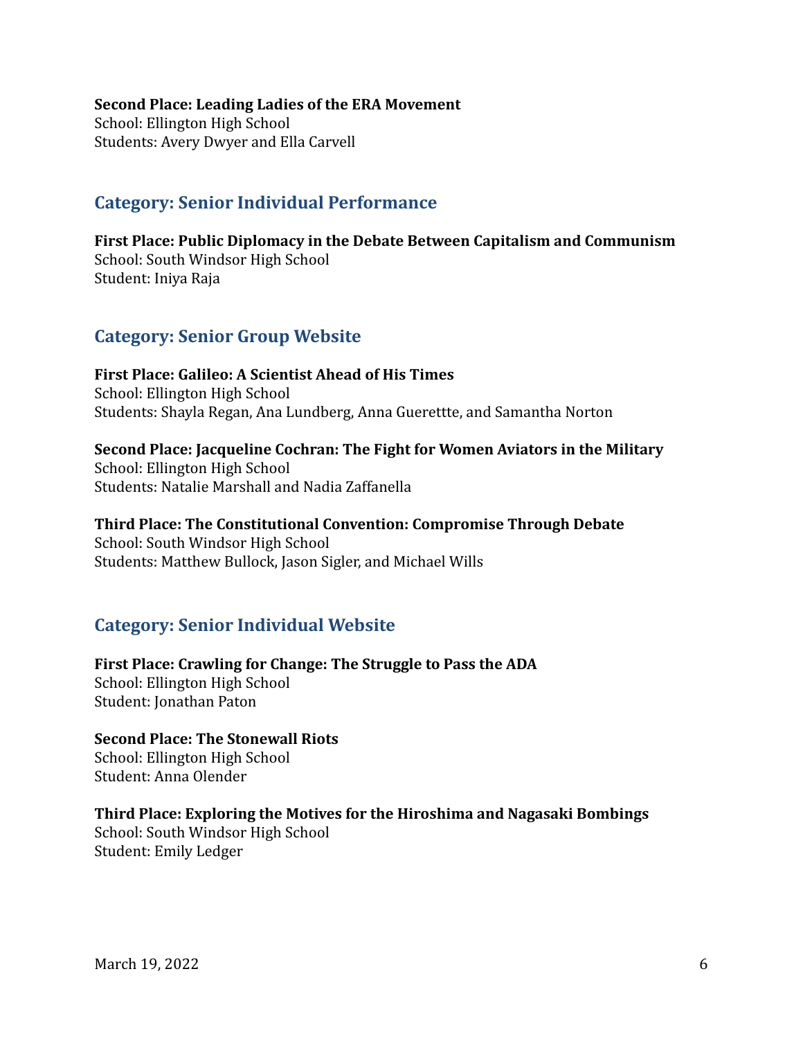**Second Place: Leading Ladies of the ERA Movement**
School: Ellington High School
Students: Avery Dwyer and Ella Carvell

## Category: Senior Individual Performance

**First Place: Public Diplomacy in the Debate Between Capitalism and Communism**
School: South Windsor High School
Student: Iniya Raja

## Category: Senior Group Website

**First Place: Galileo: A Scientist Ahead of His Times**
School: Ellington High School
Students: Shayla Regan, Ana Lundberg, Anna Guerettte, and Samantha Norton

**Second Place: Jacqueline Cochran: The Fight for Women Aviators in the Military**
School: Ellington High School
Students: Natalie Marshall and Nadia Zaffanella

**Third Place: The Constitutional Convention: Compromise Through Debate**
School: South Windsor High School
Students: Matthew Bullock, Jason Sigler, and Michael Wills

## Category: Senior Individual Website

**First Place: Crawling for Change: The Struggle to Pass the ADA**
School: Ellington High School
Student: Jonathan Paton

**Second Place: The Stonewall Riots**
School: Ellington High School
Student: Anna Olender

**Third Place: Exploring the Motives for the Hiroshima and Nagasaki Bombings**
School: South Windsor High School
Student: Emily Ledger